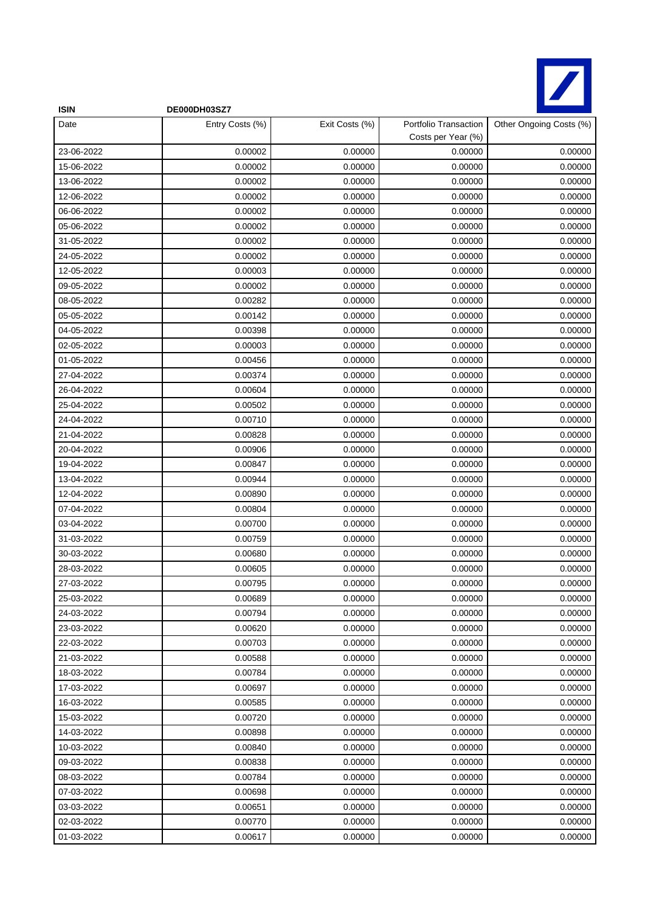**ISIN** **DE000DH03SZ7**

| Date | Entry Costs (%) | Exit Costs (%) | Portfolio Transaction Costs per Year (%) | Other Ongoing Costs (%) |
|---|---|---|---|---|
| 23-06-2022 | 0.00002 | 0.00000 | 0.00000 | 0.00000 |
| 15-06-2022 | 0.00002 | 0.00000 | 0.00000 | 0.00000 |
| 13-06-2022 | 0.00002 | 0.00000 | 0.00000 | 0.00000 |
| 12-06-2022 | 0.00002 | 0.00000 | 0.00000 | 0.00000 |
| 06-06-2022 | 0.00002 | 0.00000 | 0.00000 | 0.00000 |
| 05-06-2022 | 0.00002 | 0.00000 | 0.00000 | 0.00000 |
| 31-05-2022 | 0.00002 | 0.00000 | 0.00000 | 0.00000 |
| 24-05-2022 | 0.00002 | 0.00000 | 0.00000 | 0.00000 |
| 12-05-2022 | 0.00003 | 0.00000 | 0.00000 | 0.00000 |
| 09-05-2022 | 0.00002 | 0.00000 | 0.00000 | 0.00000 |
| 08-05-2022 | 0.00282 | 0.00000 | 0.00000 | 0.00000 |
| 05-05-2022 | 0.00142 | 0.00000 | 0.00000 | 0.00000 |
| 04-05-2022 | 0.00398 | 0.00000 | 0.00000 | 0.00000 |
| 02-05-2022 | 0.00003 | 0.00000 | 0.00000 | 0.00000 |
| 01-05-2022 | 0.00456 | 0.00000 | 0.00000 | 0.00000 |
| 27-04-2022 | 0.00374 | 0.00000 | 0.00000 | 0.00000 |
| 26-04-2022 | 0.00604 | 0.00000 | 0.00000 | 0.00000 |
| 25-04-2022 | 0.00502 | 0.00000 | 0.00000 | 0.00000 |
| 24-04-2022 | 0.00710 | 0.00000 | 0.00000 | 0.00000 |
| 21-04-2022 | 0.00828 | 0.00000 | 0.00000 | 0.00000 |
| 20-04-2022 | 0.00906 | 0.00000 | 0.00000 | 0.00000 |
| 19-04-2022 | 0.00847 | 0.00000 | 0.00000 | 0.00000 |
| 13-04-2022 | 0.00944 | 0.00000 | 0.00000 | 0.00000 |
| 12-04-2022 | 0.00890 | 0.00000 | 0.00000 | 0.00000 |
| 07-04-2022 | 0.00804 | 0.00000 | 0.00000 | 0.00000 |
| 03-04-2022 | 0.00700 | 0.00000 | 0.00000 | 0.00000 |
| 31-03-2022 | 0.00759 | 0.00000 | 0.00000 | 0.00000 |
| 30-03-2022 | 0.00680 | 0.00000 | 0.00000 | 0.00000 |
| 28-03-2022 | 0.00605 | 0.00000 | 0.00000 | 0.00000 |
| 27-03-2022 | 0.00795 | 0.00000 | 0.00000 | 0.00000 |
| 25-03-2022 | 0.00689 | 0.00000 | 0.00000 | 0.00000 |
| 24-03-2022 | 0.00794 | 0.00000 | 0.00000 | 0.00000 |
| 23-03-2022 | 0.00620 | 0.00000 | 0.00000 | 0.00000 |
| 22-03-2022 | 0.00703 | 0.00000 | 0.00000 | 0.00000 |
| 21-03-2022 | 0.00588 | 0.00000 | 0.00000 | 0.00000 |
| 18-03-2022 | 0.00784 | 0.00000 | 0.00000 | 0.00000 |
| 17-03-2022 | 0.00697 | 0.00000 | 0.00000 | 0.00000 |
| 16-03-2022 | 0.00585 | 0.00000 | 0.00000 | 0.00000 |
| 15-03-2022 | 0.00720 | 0.00000 | 0.00000 | 0.00000 |
| 14-03-2022 | 0.00898 | 0.00000 | 0.00000 | 0.00000 |
| 10-03-2022 | 0.00840 | 0.00000 | 0.00000 | 0.00000 |
| 09-03-2022 | 0.00838 | 0.00000 | 0.00000 | 0.00000 |
| 08-03-2022 | 0.00784 | 0.00000 | 0.00000 | 0.00000 |
| 07-03-2022 | 0.00698 | 0.00000 | 0.00000 | 0.00000 |
| 03-03-2022 | 0.00651 | 0.00000 | 0.00000 | 0.00000 |
| 02-03-2022 | 0.00770 | 0.00000 | 0.00000 | 0.00000 |
| 01-03-2022 | 0.00617 | 0.00000 | 0.00000 | 0.00000 |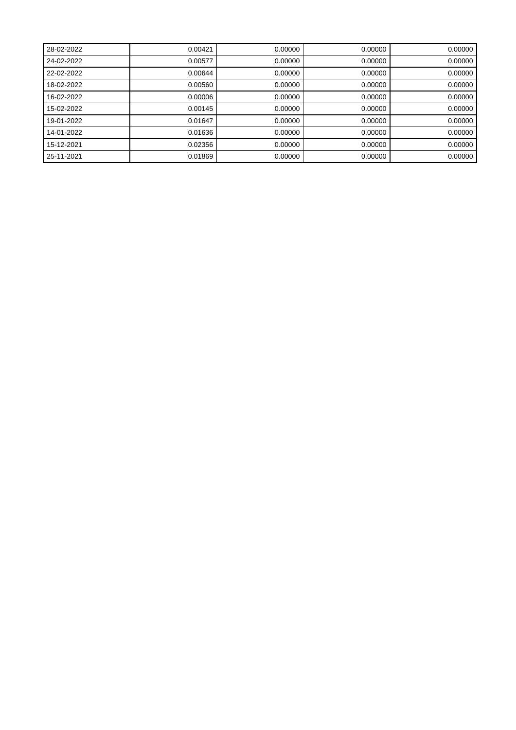| | | | | |
|---|---|---|---|---|
| 28-02-2022 | 0.00421 | 0.00000 | 0.00000 | 0.00000 |
| 24-02-2022 | 0.00577 | 0.00000 | 0.00000 | 0.00000 |
| 22-02-2022 | 0.00644 | 0.00000 | 0.00000 | 0.00000 |
| 18-02-2022 | 0.00560 | 0.00000 | 0.00000 | 0.00000 |
| 16-02-2022 | 0.00006 | 0.00000 | 0.00000 | 0.00000 |
| 15-02-2022 | 0.00145 | 0.00000 | 0.00000 | 0.00000 |
| 19-01-2022 | 0.01647 | 0.00000 | 0.00000 | 0.00000 |
| 14-01-2022 | 0.01636 | 0.00000 | 0.00000 | 0.00000 |
| 15-12-2021 | 0.02356 | 0.00000 | 0.00000 | 0.00000 |
| 25-11-2021 | 0.01869 | 0.00000 | 0.00000 | 0.00000 |